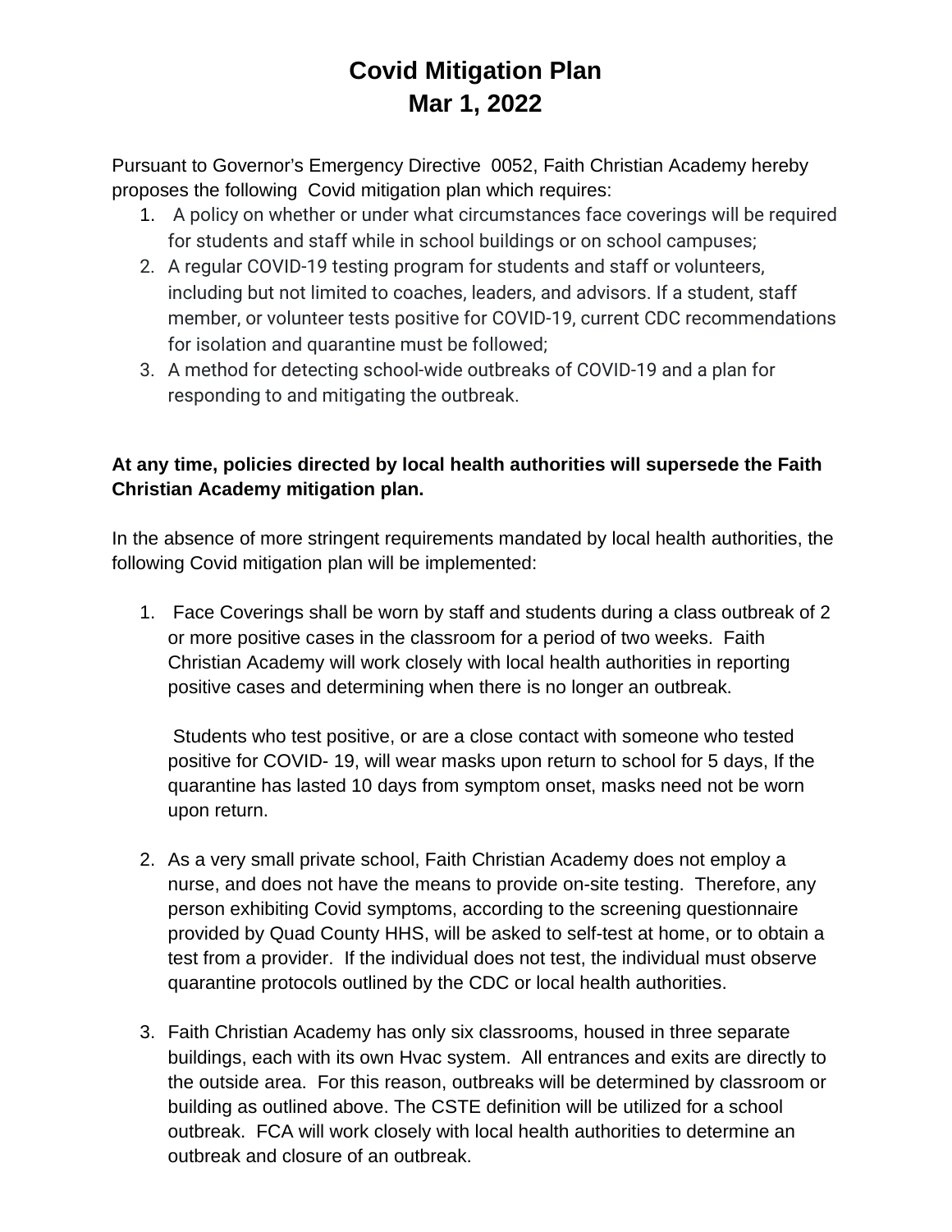# Covid Mitigation Plan
# Mar 1, 2022

Pursuant to Governor's Emergency Directive 0052, Faith Christian Academy hereby proposes the following Covid mitigation plan which requires:

1. A policy on whether or under what circumstances face coverings will be required for students and staff while in school buildings or on school campuses;
2. A regular COVID-19 testing program for students and staff or volunteers, including but not limited to coaches, leaders, and advisors. If a student, staff member, or volunteer tests positive for COVID-19, current CDC recommendations for isolation and quarantine must be followed;
3. A method for detecting school-wide outbreaks of COVID-19 and a plan for responding to and mitigating the outbreak.

**At any time, policies directed by local health authorities will supersede the Faith Christian Academy mitigation plan.**

In the absence of more stringent requirements mandated by local health authorities, the following Covid mitigation plan will be implemented:

1. Face Coverings shall be worn by staff and students during a class outbreak of 2 or more positive cases in the classroom for a period of two weeks. Faith Christian Academy will work closely with local health authorities in reporting positive cases and determining when there is no longer an outbreak.

   Students who test positive, or are a close contact with someone who tested positive for COVID- 19, will wear masks upon return to school for 5 days, If the quarantine has lasted 10 days from symptom onset, masks need not be worn upon return.

2. As a very small private school, Faith Christian Academy does not employ a nurse, and does not have the means to provide on-site testing. Therefore, any person exhibiting Covid symptoms, according to the screening questionnaire provided by Quad County HHS, will be asked to self-test at home, or to obtain a test from a provider. If the individual does not test, the individual must observe quarantine protocols outlined by the CDC or local health authorities.

3. Faith Christian Academy has only six classrooms, housed in three separate buildings, each with its own Hvac system. All entrances and exits are directly to the outside area. For this reason, outbreaks will be determined by classroom or building as outlined above. The CSTE definition will be utilized for a school outbreak. FCA will work closely with local health authorities to determine an outbreak and closure of an outbreak.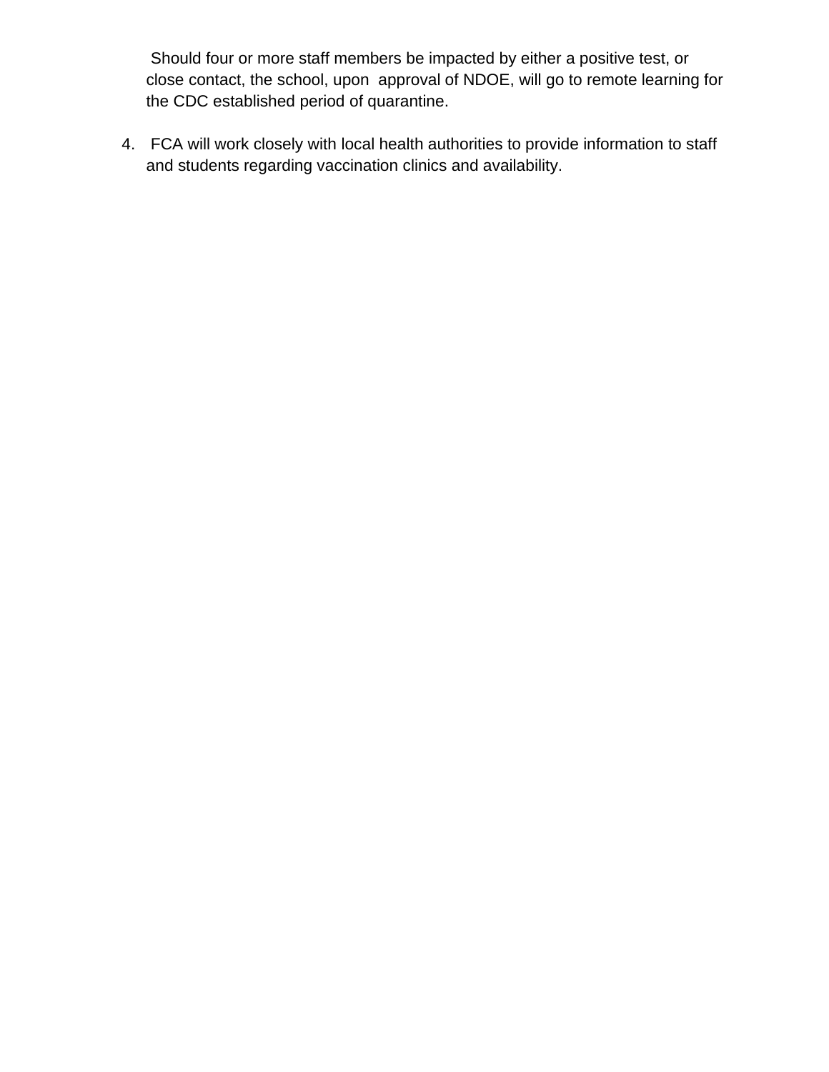Should four or more staff members be impacted by either a positive test, or close contact, the school, upon approval of NDOE, will go to remote learning for the CDC established period of quarantine.

4. FCA will work closely with local health authorities to provide information to staff and students regarding vaccination clinics and availability.